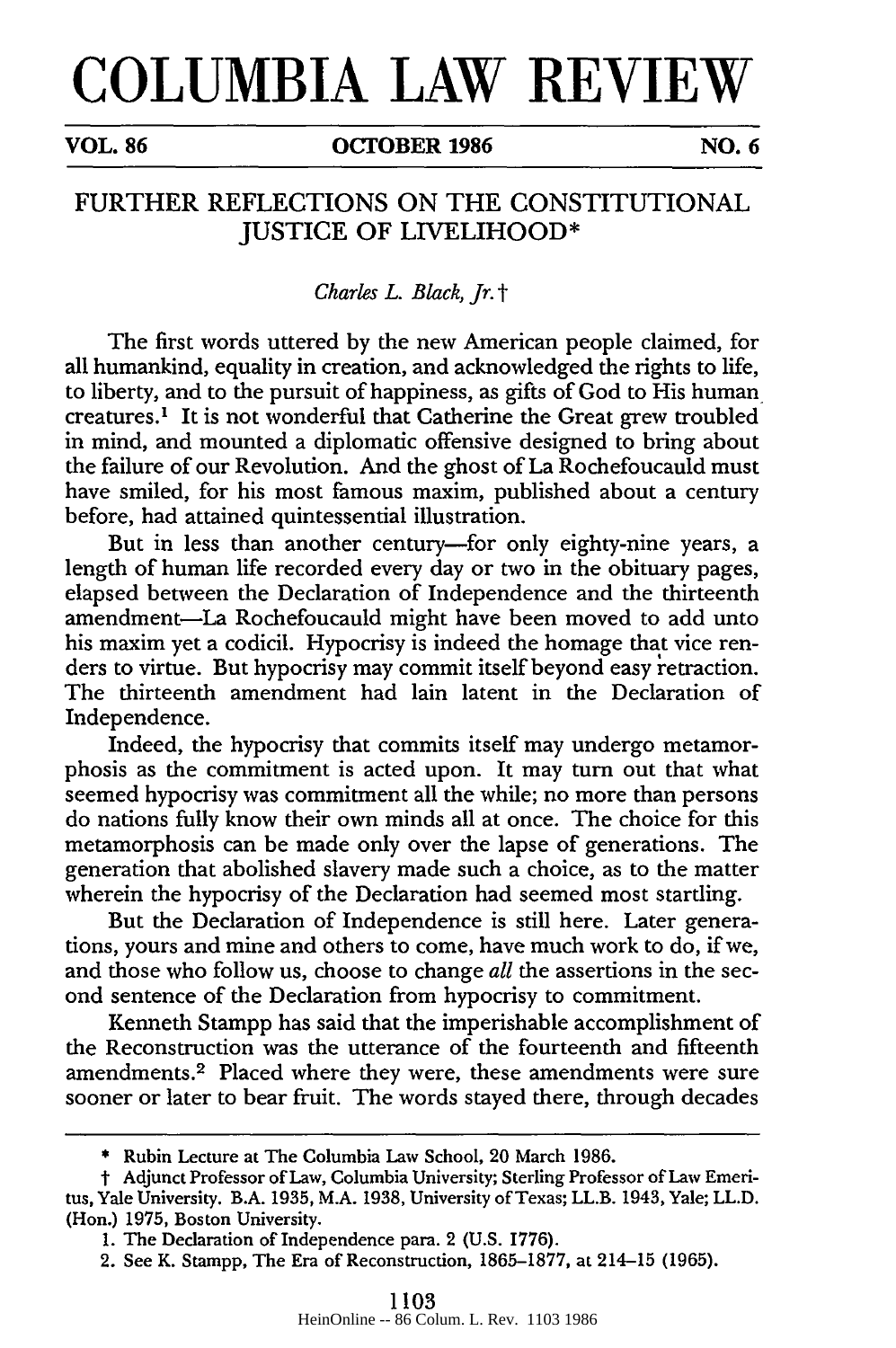# COLUMBIA LAW REVIEW

**VOL. 86 — OCTOBER 1986 — NO. 6**

## FURTHER REFLECTIONS ON THE CONSTITUTIONAL JUSTICE OF LIVELIHOOD*

*Charles L. Black, Jr.*†

The first words uttered by the new American people claimed, for all humankind, equality in creation, and acknowledged the rights to life, to liberty, and to the pursuit of happiness, as gifts of God to His human creatures.[1] It is not wonderful that Catherine the Great grew troubled in mind, and mounted a diplomatic offensive designed to bring about the failure of our Revolution. And the ghost of La Rochefoucauld must have smiled, for his most famous maxim, published about a century before, had attained quintessential illustration.

But in less than another century—for only eighty-nine years, a length of human life recorded every day or two in the obituary pages, elapsed between the Declaration of Independence and the thirteenth amendment—La Rochefoucauld might have been moved to add unto his maxim yet a codicil. Hypocrisy is indeed the homage that vice renders to virtue. But hypocrisy may commit itself beyond easy retraction. The thirteenth amendment had lain latent in the Declaration of Independence.

Indeed, the hypocrisy that commits itself may undergo metamorphosis as the commitment is acted upon. It may turn out that what seemed hypocrisy was commitment all the while; no more than persons do nations fully know their own minds all at once. The choice for this metamorphosis can be made only over the lapse of generations. The generation that abolished slavery made such a choice, as to the matter wherein the hypocrisy of the Declaration had seemed most startling.

But the Declaration of Independence is still here. Later generations, yours and mine and others to come, have much work to do, if we, and those who follow us, choose to change *all* the assertions in the second sentence of the Declaration from hypocrisy to commitment.

Kenneth Stampp has said that the imperishable accomplishment of the Reconstruction was the utterance of the fourteenth and fifteenth amendments.[2] Placed where they were, these amendments were sure sooner or later to bear fruit. The words stayed there, through decades

---

\* Rubin Lecture at The Columbia Law School, 20 March 1986.

† Adjunct Professor of Law, Columbia University; Sterling Professor of Law Emeritus, Yale University. B.A. 1935, M.A. 1938, University of Texas; LL.B. 1943, Yale; LL.D. (Hon.) 1975, Boston University.

1. The Declaration of Independence para. 2 (U.S. 1776).

2. See K. Stampp, The Era of Reconstruction, 1865–1877, at 214–15 (1965).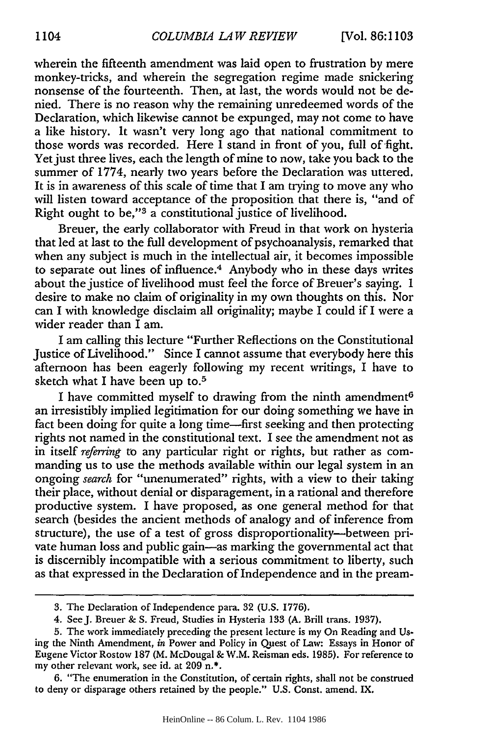wherein the fifteenth amendment was laid open to frustration by mere monkey-tricks, and wherein the segregation regime made snickering nonsense of the fourteenth. Then, at last, the words would not be denied. There is no reason why the remaining unredeemed words of the Declaration, which likewise cannot be expunged, may not come to have a like history. It wasn't very long ago that national commitment to those words was recorded. Here I stand in front of you, full of fight. Yet just three lives, each the length of mine to now, take you back to the summer of 1774, nearly two years before the Declaration was uttered. It is in awareness of this scale of time that I am trying to move any who will listen toward acceptance of the proposition that there is, "and of Right ought to be,"[3] a constitutional justice of livelihood.

Breuer, the early collaborator with Freud in that work on hysteria that led at last to the full development of psychoanalysis, remarked that when any subject is much in the intellectual air, it becomes impossible to separate out lines of influence.[4] Anybody who in these days writes about the justice of livelihood must feel the force of Breuer's saying. I desire to make no claim of originality in my own thoughts on this. Nor can I with knowledge disclaim all originality; maybe I could if I were a wider reader than I am.

I am calling this lecture "Further Reflections on the Constitutional Justice of Livelihood." Since I cannot assume that everybody here this afternoon has been eagerly following my recent writings, I have to sketch what I have been up to.[5]

I have committed myself to drawing from the ninth amendment[6] an irresistibly implied legitimation for our doing something we have in fact been doing for quite a long time—first seeking and then protecting rights not named in the constitutional text. I see the amendment not as in itself *referring* to any particular right or rights, but rather as commanding us to use the methods available within our legal system in an ongoing *search* for "unenumerated" rights, with a view to their taking their place, without denial or disparagement, in a rational and therefore productive system. I have proposed, as one general method for that search (besides the ancient methods of analogy and of inference from structure), the use of a test of gross disproportionality—between private human loss and public gain—as marking the governmental act that is discernibly incompatible with a serious commitment to liberty, such as that expressed in the Declaration of Independence and in the pream-

---

3. The Declaration of Independence para. 32 (U.S. 1776).

4. See J. Breuer & S. Freud, Studies in Hysteria 133 (A. Brill trans. 1937).

5. The work immediately preceding the present lecture is my On Reading and Using the Ninth Amendment, *in* Power and Policy in Quest of Law: Essays in Honor of Eugene Victor Rostow 187 (M. McDougal & W.M. Reisman eds. 1985). For reference to my other relevant work, see id. at 209 n.*.

6. "The enumeration in the Constitution, of certain rights, shall not be construed to deny or disparage others retained by the people." U.S. Const. amend. IX.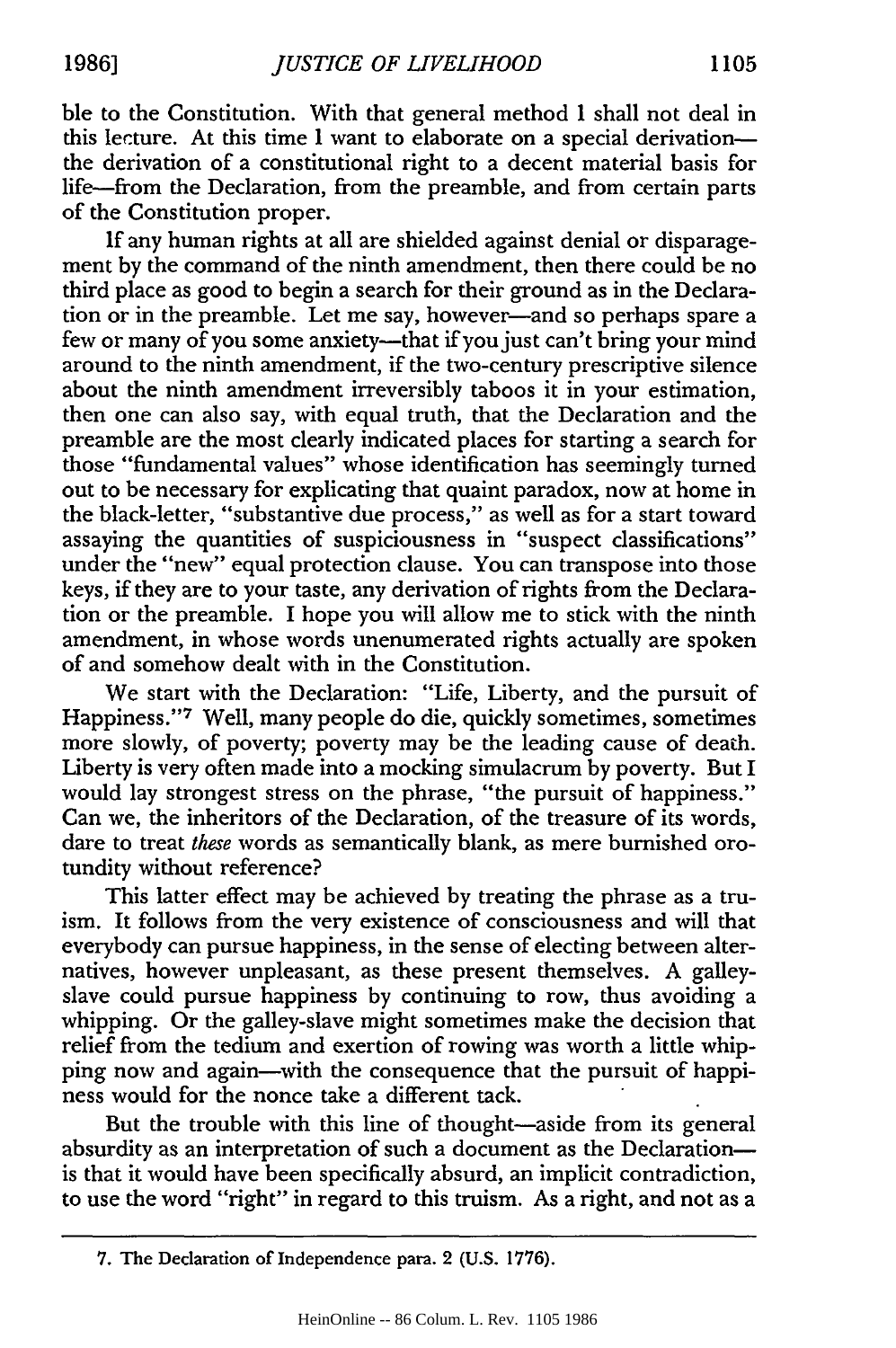ble to the Constitution. With that general method I shall not deal in this lecture. At this time I want to elaborate on a special derivation—the derivation of a constitutional right to a decent material basis for life—from the Declaration, from the preamble, and from certain parts of the Constitution proper.

If any human rights at all are shielded against denial or disparagement by the command of the ninth amendment, then there could be no third place as good to begin a search for their ground as in the Declaration or in the preamble. Let me say, however—and so perhaps spare a few or many of you some anxiety—that if you just can't bring your mind around to the ninth amendment, if the two-century prescriptive silence about the ninth amendment irreversibly taboos it in your estimation, then one can also say, with equal truth, that the Declaration and the preamble are the most clearly indicated places for starting a search for those "fundamental values" whose identification has seemingly turned out to be necessary for explicating that quaint paradox, now at home in the black-letter, "substantive due process," as well as for a start toward assaying the quantities of suspiciousness in "suspect classifications" under the "new" equal protection clause. You can transpose into those keys, if they are to your taste, any derivation of rights from the Declaration or the preamble. I hope you will allow me to stick with the ninth amendment, in whose words unenumerated rights actually are spoken of and somehow dealt with in the Constitution.

We start with the Declaration: "Life, Liberty, and the pursuit of Happiness."[7] Well, many people do die, quickly sometimes, sometimes more slowly, of poverty; poverty may be the leading cause of death. Liberty is very often made into a mocking simulacrum by poverty. But I would lay strongest stress on the phrase, "the pursuit of happiness." Can we, the inheritors of the Declaration, of the treasure of its words, dare to treat *these* words as semantically blank, as mere burnished orotundity without reference?

This latter effect may be achieved by treating the phrase as a truism. It follows from the very existence of consciousness and will that everybody can pursue happiness, in the sense of electing between alternatives, however unpleasant, as these present themselves. A galley-slave could pursue happiness by continuing to row, thus avoiding a whipping. Or the galley-slave might sometimes make the decision that relief from the tedium and exertion of rowing was worth a little whipping now and again—with the consequence that the pursuit of happiness would for the nonce take a different tack.

But the trouble with this line of thought—aside from its general absurdity as an interpretation of such a document as the Declaration—is that it would have been specifically absurd, an implicit contradiction, to use the word "right" in regard to this truism. As a right, and not as a

7. The Declaration of Independence para. 2 (U.S. 1776).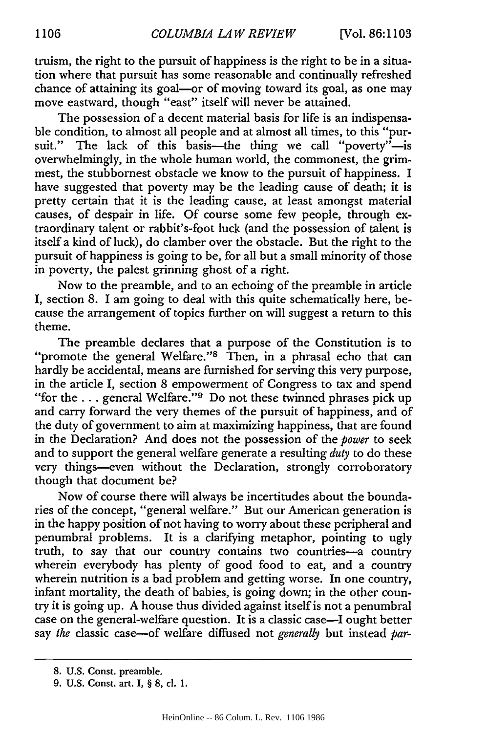truism, the right to the pursuit of happiness is the right to be in a situation where that pursuit has some reasonable and continually refreshed chance of attaining its goal—or of moving toward its goal, as one may move eastward, though "east" itself will never be attained.

The possession of a decent material basis for life is an indispensable condition, to almost all people and at almost all times, to this "pursuit." The lack of this basis—the thing we call "poverty"—is overwhelmingly, in the whole human world, the commonest, the grimmest, the stubbornest obstacle we know to the pursuit of happiness. I have suggested that poverty may be the leading cause of death; it is pretty certain that it is the leading cause, at least amongst material causes, of despair in life. Of course some few people, through extraordinary talent or rabbit's-foot luck (and the possession of talent is itself a kind of luck), do clamber over the obstacle. But the right to the pursuit of happiness is going to be, for all but a small minority of those in poverty, the palest grinning ghost of a right.

Now to the preamble, and to an echoing of the preamble in article I, section 8. I am going to deal with this quite schematically here, because the arrangement of topics further on will suggest a return to this theme.

The preamble declares that a purpose of the Constitution is to "promote the general Welfare."[8] Then, in a phrasal echo that can hardly be accidental, means are furnished for serving this very purpose, in the article I, section 8 empowerment of Congress to tax and spend "for the . . . general Welfare."[9] Do not these twinned phrases pick up and carry forward the very themes of the pursuit of happiness, and of the duty of government to aim at maximizing happiness, that are found in the Declaration? And does not the possession of the *power* to seek and to support the general welfare generate a resulting *duty* to do these very things—even without the Declaration, strongly corroboratory though that document be?

Now of course there will always be incertitudes about the boundaries of the concept, "general welfare." But our American generation is in the happy position of not having to worry about these peripheral and penumbral problems. It is a clarifying metaphor, pointing to ugly truth, to say that our country contains two countries—a country wherein everybody has plenty of good food to eat, and a country wherein nutrition is a bad problem and getting worse. In one country, infant mortality, the death of babies, is going down; in the other country it is going up. A house thus divided against itself is not a penumbral case on the general-welfare question. It is a classic case—I ought better say *the* classic case—of welfare diffused not *generally* but instead *par-*

---

8. U.S. Const. preamble.

9. U.S. Const. art. I, § 8, cl. 1.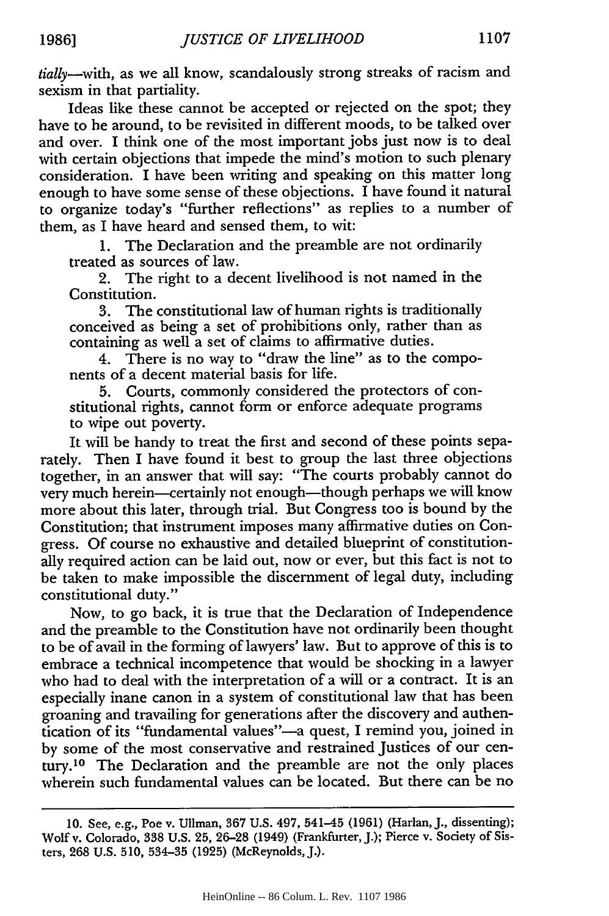*tially*—with, as we all know, scandalously strong streaks of racism and sexism in that partiality.

Ideas like these cannot be accepted or rejected on the spot; they have to be around, to be revisited in different moods, to be talked over and over. I think one of the most important jobs just now is to deal with certain objections that impede the mind's motion to such plenary consideration. I have been writing and speaking on this matter long enough to have some sense of these objections. I have found it natural to organize today's "further reflections" as replies to a number of them, as I have heard and sensed them, to wit:

1. The Declaration and the preamble are not ordinarily treated as sources of law.
2. The right to a decent livelihood is not named in the Constitution.
3. The constitutional law of human rights is traditionally conceived as being a set of prohibitions only, rather than as containing as well a set of claims to affirmative duties.
4. There is no way to "draw the line" as to the components of a decent material basis for life.
5. Courts, commonly considered the protectors of constitutional rights, cannot form or enforce adequate programs to wipe out poverty.

It will be handy to treat the first and second of these points separately. Then I have found it best to group the last three objections together, in an answer that will say: "The courts probably cannot do very much herein—certainly not enough—though perhaps we will know more about this later, through trial. But Congress too is bound by the Constitution; that instrument imposes many affirmative duties on Congress. Of course no exhaustive and detailed blueprint of constitutionally required action can be laid out, now or ever, but this fact is not to be taken to make impossible the discernment of legal duty, including constitutional duty."

Now, to go back, it is true that the Declaration of Independence and the preamble to the Constitution have not ordinarily been thought to be of avail in the forming of lawyers' law. But to approve of this is to embrace a technical incompetence that would be shocking in a lawyer who had to deal with the interpretation of a will or a contract. It is an especially inane canon in a system of constitutional law that has been groaning and travailing for generations after the discovery and authentication of its "fundamental values"—a quest, I remind you, joined in by some of the most conservative and restrained Justices of our century.[10] The Declaration and the preamble are not the only places wherein such fundamental values can be located. But there can be no

---

10. See, e.g., Poe v. Ullman, 367 U.S. 497, 541–45 (1961) (Harlan, J., dissenting); Wolf v. Colorado, 338 U.S. 25, 26–28 (1949) (Frankfurter, J.); Pierce v. Society of Sisters, 268 U.S. 510, 534–35 (1925) (McReynolds, J.).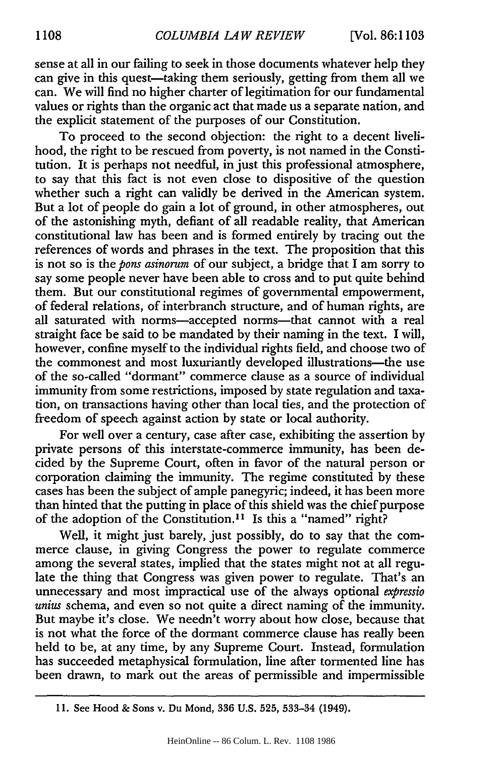sense at all in our failing to seek in those documents whatever help they can give in this quest—taking them seriously, getting from them all we can. We will find no higher charter of legitimation for our fundamental values or rights than the organic act that made us a separate nation, and the explicit statement of the purposes of our Constitution.

To proceed to the second objection: the right to a decent livelihood, the right to be rescued from poverty, is not named in the Constitution. It is perhaps not needful, in just this professional atmosphere, to say that this fact is not even close to dispositive of the question whether such a right can validly be derived in the American system. But a lot of people do gain a lot of ground, in other atmospheres, out of the astonishing myth, defiant of all readable reality, that American constitutional law has been and is formed entirely by tracing out the references of words and phrases in the text. The proposition that this is not so is the *pons asinorum* of our subject, a bridge that I am sorry to say some people never have been able to cross and to put quite behind them. But our constitutional regimes of governmental empowerment, of federal relations, of interbranch structure, and of human rights, are all saturated with norms—accepted norms—that cannot with a real straight face be said to be mandated by their naming in the text. I will, however, confine myself to the individual rights field, and choose two of the commonest and most luxuriantly developed illustrations—the use of the so-called "dormant" commerce clause as a source of individual immunity from some restrictions, imposed by state regulation and taxation, on transactions having other than local ties, and the protection of freedom of speech against action by state or local authority.

For well over a century, case after case, exhibiting the assertion by private persons of this interstate-commerce immunity, has been decided by the Supreme Court, often in favor of the natural person or corporation claiming the immunity. The regime constituted by these cases has been the subject of ample panegyric; indeed, it has been more than hinted that the putting in place of this shield was the chief purpose of the adoption of the Constitution.[11] Is this a "named" right?

Well, it might just barely, just possibly, do to say that the commerce clause, in giving Congress the power to regulate commerce among the several states, implied that the states might not at all regulate the thing that Congress was given power to regulate. That's an unnecessary and most impractical use of the always optional *expressio unius* schema, and even so not quite a direct naming of the immunity. But maybe it's close. We needn't worry about how close, because that is not what the force of the dormant commerce clause has really been held to be, at any time, by any Supreme Court. Instead, formulation has succeeded metaphysical formulation, line after tormented line has been drawn, to mark out the areas of permissible and impermissible

---

11. See Hood & Sons v. Du Mond, 336 U.S. 525, 533–34 (1949).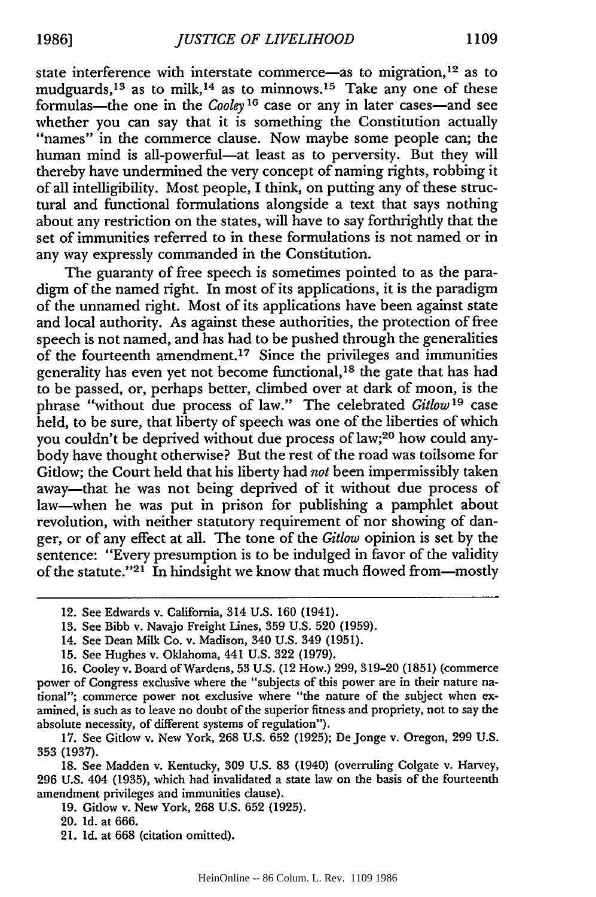state interference with interstate commerce—as to migration,[12] as to mudguards,[13] as to milk,[14] as to minnows.[15] Take any one of these formulas—the one in the *Cooley*[16] case or any in later cases—and see whether you can say that it is something the Constitution actually "names" in the commerce clause. Now maybe some people can; the human mind is all-powerful—at least as to perversity. But they will thereby have undermined the very concept of naming rights, robbing it of all intelligibility. Most people, I think, on putting any of these structural and functional formulations alongside a text that says nothing about any restriction on the states, will have to say forthrightly that the set of immunities referred to in these formulations is not named or in any way expressly commanded in the Constitution.

The guaranty of free speech is sometimes pointed to as the paradigm of the named right. In most of its applications, it is the paradigm of the unnamed right. Most of its applications have been against state and local authority. As against these authorities, the protection of free speech is not named, and has had to be pushed through the generalities of the fourteenth amendment.[17] Since the privileges and immunities generality has even yet not become functional,[18] the gate that has had to be passed, or, perhaps better, climbed over at dark of moon, is the phrase "without due process of law." The celebrated *Gitlow*[19] case held, to be sure, that liberty of speech was one of the liberties of which you couldn't be deprived without due process of law;[20] how could anybody have thought otherwise? But the rest of the road was toilsome for Gitlow; the Court held that his liberty had *not* been impermissibly taken away—that he was not being deprived of it without due process of law—when he was put in prison for publishing a pamphlet about revolution, with neither statutory requirement of nor showing of danger, or of any effect at all. The tone of the *Gitlow* opinion is set by the sentence: "Every presumption is to be indulged in favor of the validity of the statute."[21] In hindsight we know that much flowed from—mostly

---

12. See Edwards v. California, 314 U.S. 160 (1941).

13. See Bibb v. Navajo Freight Lines, 359 U.S. 520 (1959).

14. See Dean Milk Co. v. Madison, 340 U.S. 349 (1951).

15. See Hughes v. Oklahoma, 441 U.S. 322 (1979).

16. Cooley v. Board of Wardens, 53 U.S. (12 How.) 299, 319–20 (1851) (commerce power of Congress exclusive where the "subjects of this power are in their nature national"; commerce power not exclusive where "the nature of the subject when examined, is such as to leave no doubt of the superior fitness and propriety, not to say the absolute necessity, of different systems of regulation").

17. See Gitlow v. New York, 268 U.S. 652 (1925); De Jonge v. Oregon, 299 U.S. 353 (1937).

18. See Madden v. Kentucky, 309 U.S. 83 (1940) (overruling Colgate v. Harvey, 296 U.S. 404 (1935), which had invalidated a state law on the basis of the fourteenth amendment privileges and immunities clause).

19. Gitlow v. New York, 268 U.S. 652 (1925).

20. Id. at 666.

21. Id. at 668 (citation omitted).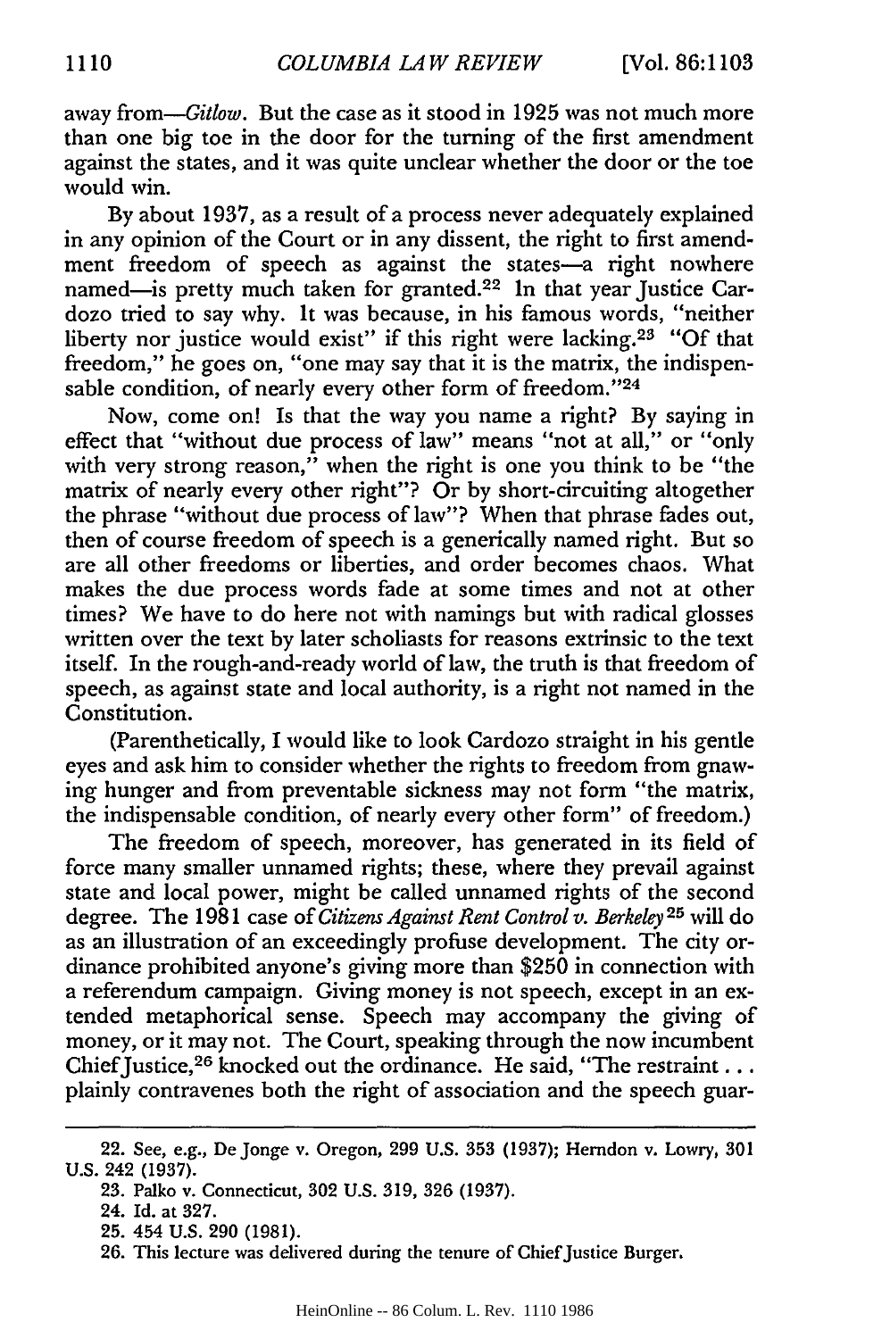away from—*Gitlow*. But the case as it stood in 1925 was not much more than one big toe in the door for the turning of the first amendment against the states, and it was quite unclear whether the door or the toe would win.

By about 1937, as a result of a process never adequately explained in any opinion of the Court or in any dissent, the right to first amendment freedom of speech as against the states—a right nowhere named—is pretty much taken for granted.[22] In that year Justice Cardozo tried to say why. It was because, in his famous words, "neither liberty nor justice would exist" if this right were lacking.[23] "Of that freedom," he goes on, "one may say that it is the matrix, the indispensable condition, of nearly every other form of freedom."[24]

Now, come on! Is that the way you name a right? By saying in effect that "without due process of law" means "not at all," or "only with very strong reason," when the right is one you think to be "the matrix of nearly every other right"? Or by short-circuiting altogether the phrase "without due process of law"? When that phrase fades out, then of course freedom of speech is a generically named right. But so are all other freedoms or liberties, and order becomes chaos. What makes the due process words fade at some times and not at other times? We have to do here not with namings but with radical glosses written over the text by later scholiasts for reasons extrinsic to the text itself. In the rough-and-ready world of law, the truth is that freedom of speech, as against state and local authority, is a right not named in the Constitution.

(Parenthetically, I would like to look Cardozo straight in his gentle eyes and ask him to consider whether the rights to freedom from gnawing hunger and from preventable sickness may not form "the matrix, the indispensable condition, of nearly every other form" of freedom.)

The freedom of speech, moreover, has generated in its field of force many smaller unnamed rights; these, where they prevail against state and local power, might be called unnamed rights of the second degree. The 1981 case of *Citizens Against Rent Control v. Berkeley*[25] will do as an illustration of an exceedingly profuse development. The city ordinance prohibited anyone's giving more than $250 in connection with a referendum campaign. Giving money is not speech, except in an extended metaphorical sense. Speech may accompany the giving of money, or it may not. The Court, speaking through the now incumbent Chief Justice,[26] knocked out the ordinance. He said, "The restraint . . . plainly contravenes both the right of association and the speech guar-

---

22. See, e.g., De Jonge v. Oregon, 299 U.S. 353 (1937); Herndon v. Lowry, 301 U.S. 242 (1937).

23. Palko v. Connecticut, 302 U.S. 319, 326 (1937).

24. Id. at 327.

25. 454 U.S. 290 (1981).

26. This lecture was delivered during the tenure of Chief Justice Burger.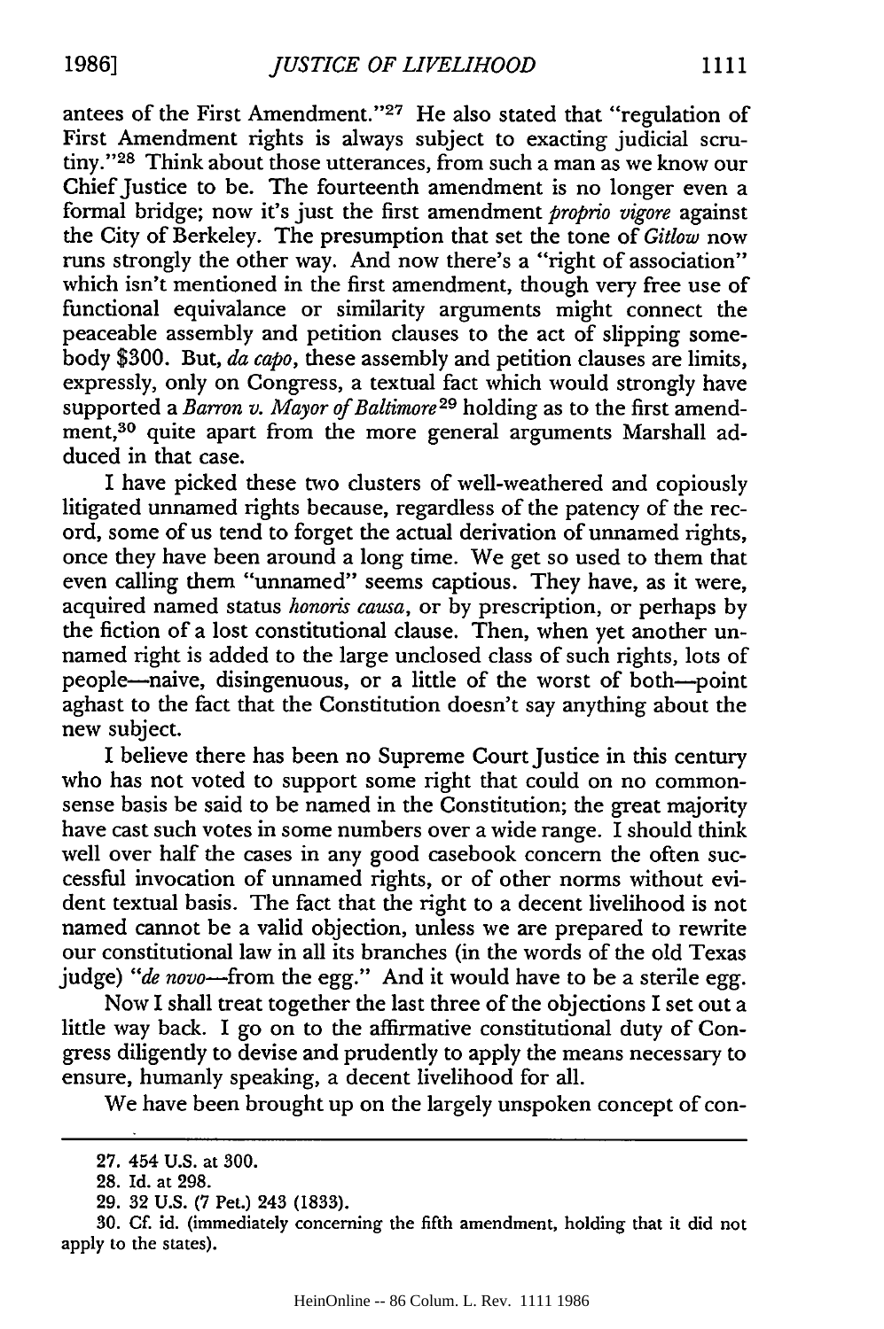antees of the First Amendment."[27] He also stated that "regulation of First Amendment rights is always subject to exacting judicial scrutiny."[28] Think about those utterances, from such a man as we know our Chief Justice to be. The fourteenth amendment is no longer even a formal bridge; now it's just the first amendment *proprio vigore* against the City of Berkeley. The presumption that set the tone of *Gitlow* now runs strongly the other way. And now there's a "right of association" which isn't mentioned in the first amendment, though very free use of functional equivalance or similarity arguments might connect the peaceable assembly and petition clauses to the act of slipping somebody $300. But, *da capo*, these assembly and petition clauses are limits, expressly, only on Congress, a textual fact which would strongly have supported a *Barron v. Mayor of Baltimore*[29] holding as to the first amendment,[30] quite apart from the more general arguments Marshall adduced in that case.

I have picked these two clusters of well-weathered and copiously litigated unnamed rights because, regardless of the patency of the record, some of us tend to forget the actual derivation of unnamed rights, once they have been around a long time. We get so used to them that even calling them "unnamed" seems captious. They have, as it were, acquired named status *honoris causa*, or by prescription, or perhaps by the fiction of a lost constitutional clause. Then, when yet another unnamed right is added to the large unclosed class of such rights, lots of people—naive, disingenuous, or a little of the worst of both—point aghast to the fact that the Constitution doesn't say anything about the new subject.

I believe there has been no Supreme Court Justice in this century who has not voted to support some right that could on no commonsense basis be said to be named in the Constitution; the great majority have cast such votes in some numbers over a wide range. I should think well over half the cases in any good casebook concern the often successful invocation of unnamed rights, or of other norms without evident textual basis. The fact that the right to a decent livelihood is not named cannot be a valid objection, unless we are prepared to rewrite our constitutional law in all its branches (in the words of the old Texas judge) "*de novo*—from the egg." And it would have to be a sterile egg.

Now I shall treat together the last three of the objections I set out a little way back. I go on to the affirmative constitutional duty of Congress diligently to devise and prudently to apply the means necessary to ensure, humanly speaking, a decent livelihood for all.

We have been brought up on the largely unspoken concept of con-

---

27. 454 U.S. at 300.

28. Id. at 298.

29. 32 U.S. (7 Pet.) 243 (1833).

30. Cf. id. (immediately concerning the fifth amendment, holding that it did not apply to the states).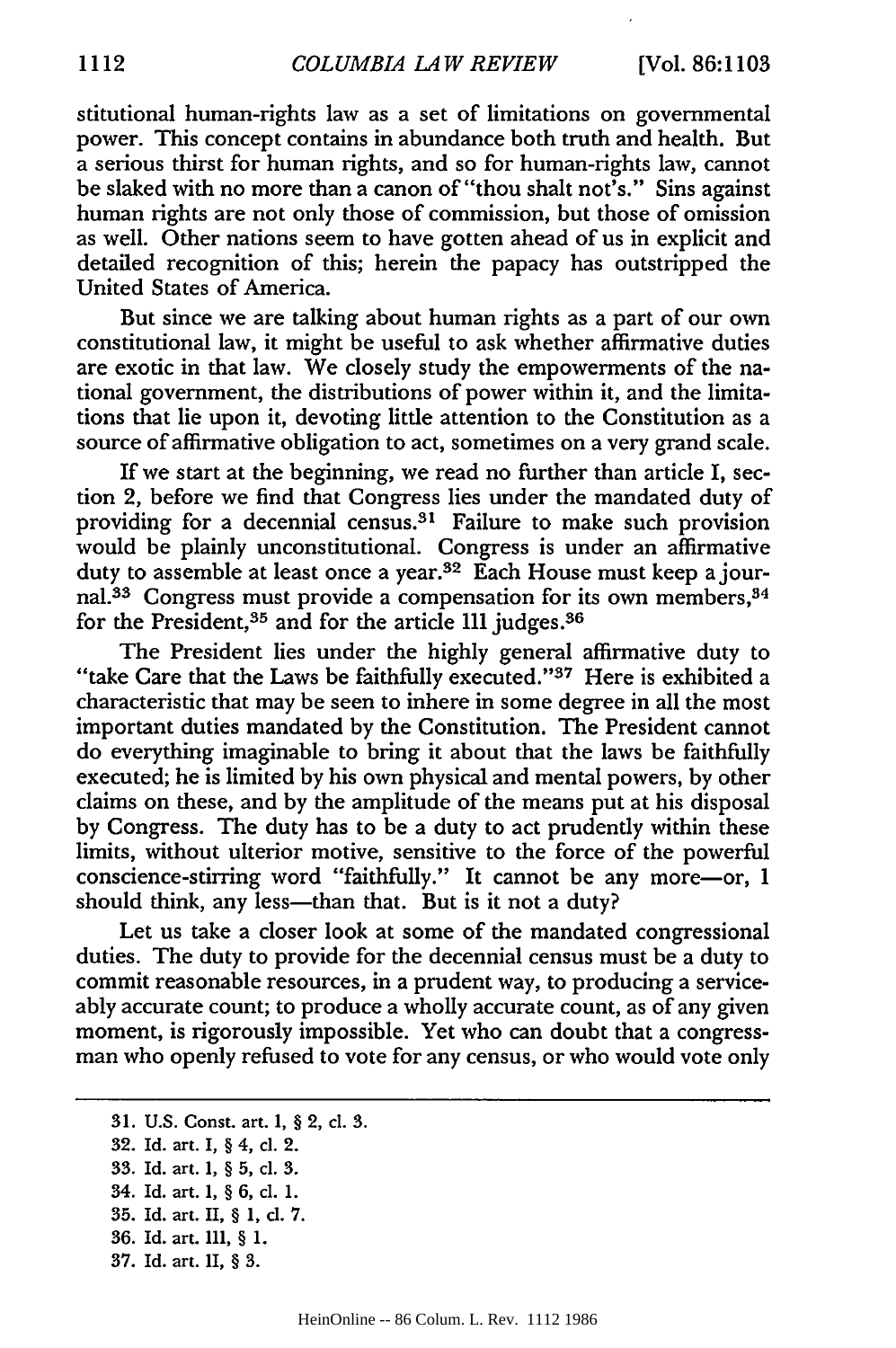stitutional human-rights law as a set of limitations on governmental power. This concept contains in abundance both truth and health. But a serious thirst for human rights, and so for human-rights law, cannot be slaked with no more than a canon of "thou shalt not's." Sins against human rights are not only those of commission, but those of omission as well. Other nations seem to have gotten ahead of us in explicit and detailed recognition of this; herein the papacy has outstripped the United States of America.

But since we are talking about human rights as a part of our own constitutional law, it might be useful to ask whether affirmative duties are exotic in that law. We closely study the empowerments of the national government, the distributions of power within it, and the limitations that lie upon it, devoting little attention to the Constitution as a source of affirmative obligation to act, sometimes on a very grand scale.

If we start at the beginning, we read no further than article I, section 2, before we find that Congress lies under the mandated duty of providing for a decennial census.[31] Failure to make such provision would be plainly unconstitutional. Congress is under an affirmative duty to assemble at least once a year.[32] Each House must keep a journal.[33] Congress must provide a compensation for its own members,[34] for the President,[35] and for the article III judges.[36]

The President lies under the highly general affirmative duty to "take Care that the Laws be faithfully executed."[37] Here is exhibited a characteristic that may be seen to inhere in some degree in all the most important duties mandated by the Constitution. The President cannot do everything imaginable to bring it about that the laws be faithfully executed; he is limited by his own physical and mental powers, by other claims on these, and by the amplitude of the means put at his disposal by Congress. The duty has to be a duty to act prudently within these limits, without ulterior motive, sensitive to the force of the powerful conscience-stirring word "faithfully." It cannot be any more—or, I should think, any less—than that. But is it not a duty?

Let us take a closer look at some of the mandated congressional duties. The duty to provide for the decennial census must be a duty to commit reasonable resources, in a prudent way, to producing a serviceably accurate count; to produce a wholly accurate count, as of any given moment, is rigorously impossible. Yet who can doubt that a congressman who openly refused to vote for any census, or who would vote only

---

31. U.S. Const. art. I, § 2, cl. 3.
32. Id. art. I, § 4, cl. 2.
33. Id. art. I, § 5, cl. 3.
34. Id. art. I, § 6, cl. 1.
35. Id. art. II, § 1, cl. 7.
36. Id. art. III, § 1.
37. Id. art. II, § 3.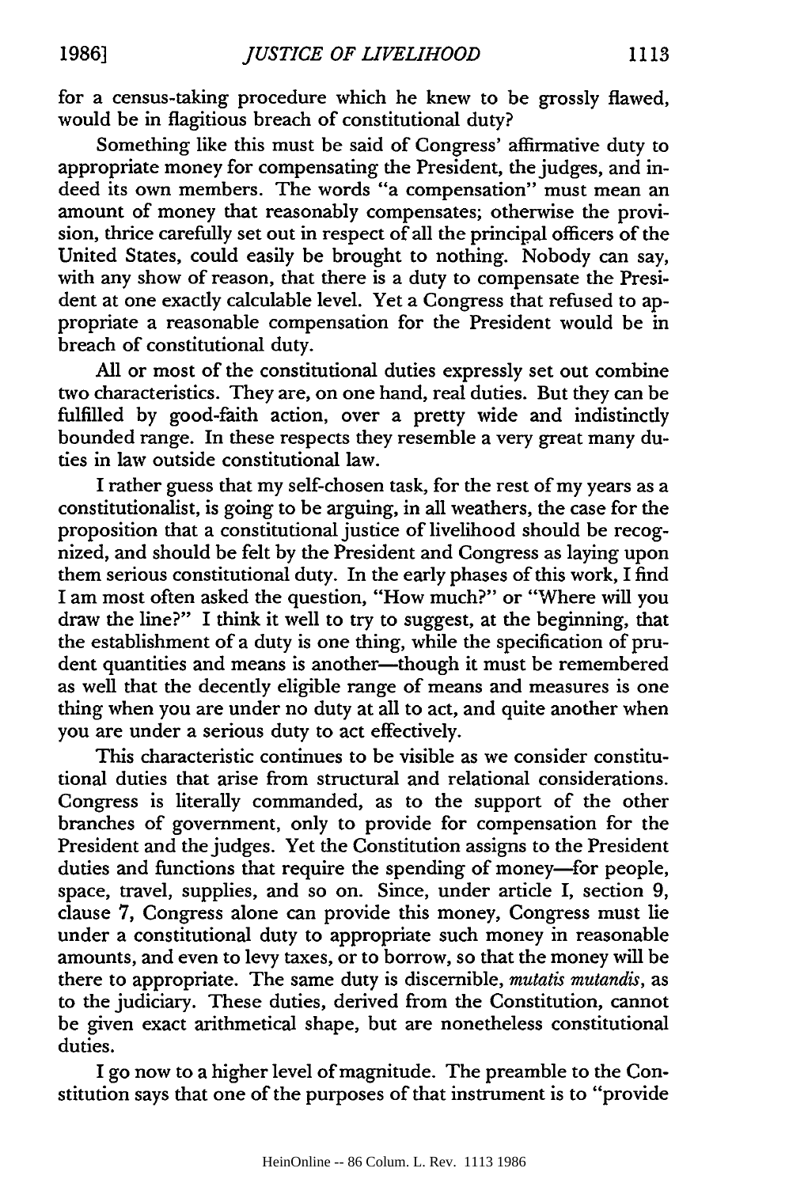for a census-taking procedure which he knew to be grossly flawed, would be in flagitious breach of constitutional duty?

Something like this must be said of Congress' affirmative duty to appropriate money for compensating the President, the judges, and indeed its own members. The words "a compensation" must mean an amount of money that reasonably compensates; otherwise the provision, thrice carefully set out in respect of all the principal officers of the United States, could easily be brought to nothing. Nobody can say, with any show of reason, that there is a duty to compensate the President at one exactly calculable level. Yet a Congress that refused to appropriate a reasonable compensation for the President would be in breach of constitutional duty.

All or most of the constitutional duties expressly set out combine two characteristics. They are, on one hand, real duties. But they can be fulfilled by good-faith action, over a pretty wide and indistinctly bounded range. In these respects they resemble a very great many duties in law outside constitutional law.

I rather guess that my self-chosen task, for the rest of my years as a constitutionalist, is going to be arguing, in all weathers, the case for the proposition that a constitutional justice of livelihood should be recognized, and should be felt by the President and Congress as laying upon them serious constitutional duty. In the early phases of this work, I find I am most often asked the question, "How much?" or "Where will you draw the line?" I think it well to try to suggest, at the beginning, that the establishment of a duty is one thing, while the specification of prudent quantities and means is another—though it must be remembered as well that the decently eligible range of means and measures is one thing when you are under no duty at all to act, and quite another when you are under a serious duty to act effectively.

This characteristic continues to be visible as we consider constitutional duties that arise from structural and relational considerations. Congress is literally commanded, as to the support of the other branches of government, only to provide for compensation for the President and the judges. Yet the Constitution assigns to the President duties and functions that require the spending of money—for people, space, travel, supplies, and so on. Since, under article I, section 9, clause 7, Congress alone can provide this money, Congress must lie under a constitutional duty to appropriate such money in reasonable amounts, and even to levy taxes, or to borrow, so that the money will be there to appropriate. The same duty is discernible, *mutatis mutandis*, as to the judiciary. These duties, derived from the Constitution, cannot be given exact arithmetical shape, but are nonetheless constitutional duties.

I go now to a higher level of magnitude. The preamble to the Constitution says that one of the purposes of that instrument is to "provide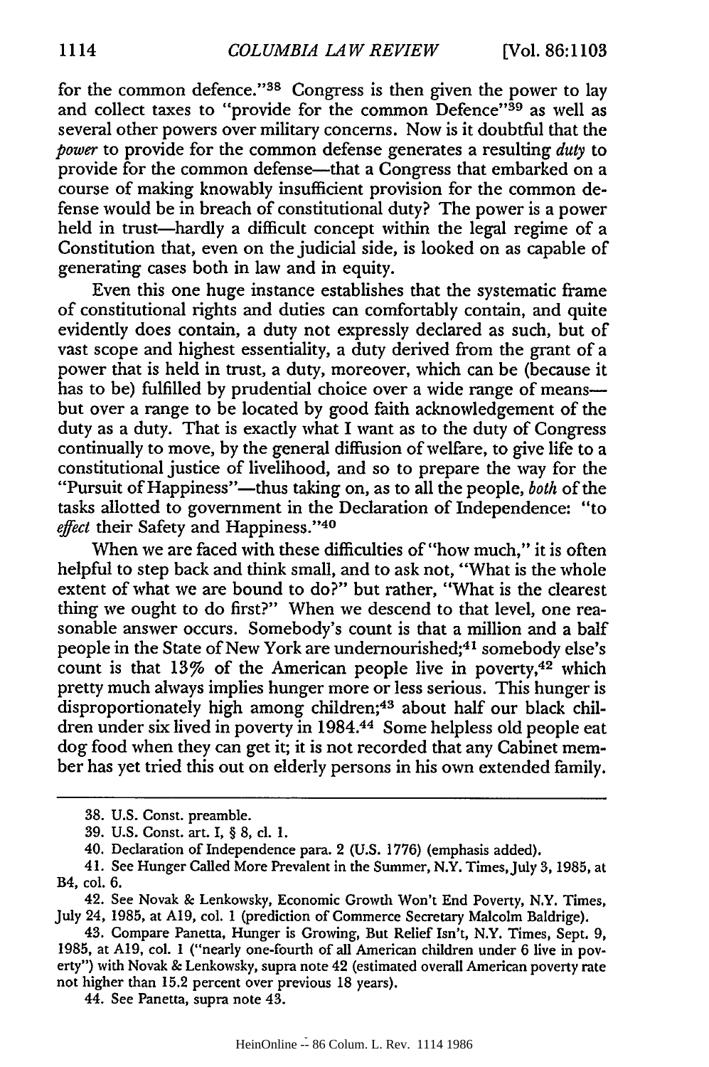for the common defence."[38] Congress is then given the power to lay and collect taxes to "provide for the common Defence"[39] as well as several other powers over military concerns. Now is it doubtful that the *power* to provide for the common defense generates a resulting *duty* to provide for the common defense—that a Congress that embarked on a course of making knowably insufficient provision for the common defense would be in breach of constitutional duty? The power is a power held in trust—hardly a difficult concept within the legal regime of a Constitution that, even on the judicial side, is looked on as capable of generating cases both in law and in equity.

Even this one huge instance establishes that the systematic frame of constitutional rights and duties can comfortably contain, and quite evidently does contain, a duty not expressly declared as such, but of vast scope and highest essentiality, a duty derived from the grant of a power that is held in trust, a duty, moreover, which can be (because it has to be) fulfilled by prudential choice over a wide range of means—but over a range to be located by good faith acknowledgement of the duty as a duty. That is exactly what I want as to the duty of Congress continually to move, by the general diffusion of welfare, to give life to a constitutional justice of livelihood, and so to prepare the way for the "Pursuit of Happiness"—thus taking on, as to all the people, *both* of the tasks allotted to government in the Declaration of Independence: "to *effect* their Safety and Happiness."[40]

When we are faced with these difficulties of "how much," it is often helpful to step back and think small, and to ask not, "What is the whole extent of what we are bound to do?" but rather, "What is the clearest thing we ought to do first?" When we descend to that level, one reasonable answer occurs. Somebody's count is that a million and a half people in the State of New York are undernourished;[41] somebody else's count is that 13% of the American people live in poverty,[42] which pretty much always implies hunger more or less serious. This hunger is disproportionately high among children;[43] about half our black children under six lived in poverty in 1984.[44] Some helpless old people eat dog food when they can get it; it is not recorded that any Cabinet member has yet tried this out on elderly persons in his own extended family.

---

38. U.S. Const. preamble.

39. U.S. Const. art. I, § 8, cl. 1.

40. Declaration of Independence para. 2 (U.S. 1776) (emphasis added).

41. See Hunger Called More Prevalent in the Summer, N.Y. Times, July 3, 1985, at B4, col. 6.

42. See Novak & Lenkowsky, Economic Growth Won't End Poverty, N.Y. Times, July 24, 1985, at A19, col. 1 (prediction of Commerce Secretary Malcolm Baldrige).

43. Compare Panetta, Hunger is Growing, But Relief Isn't, N.Y. Times, Sept. 9, 1985, at A19, col. 1 ("nearly one-fourth of all American children under 6 live in poverty") with Novak & Lenkowsky, supra note 42 (estimated overall American poverty rate not higher than 15.2 percent over previous 18 years).

44. See Panetta, supra note 43.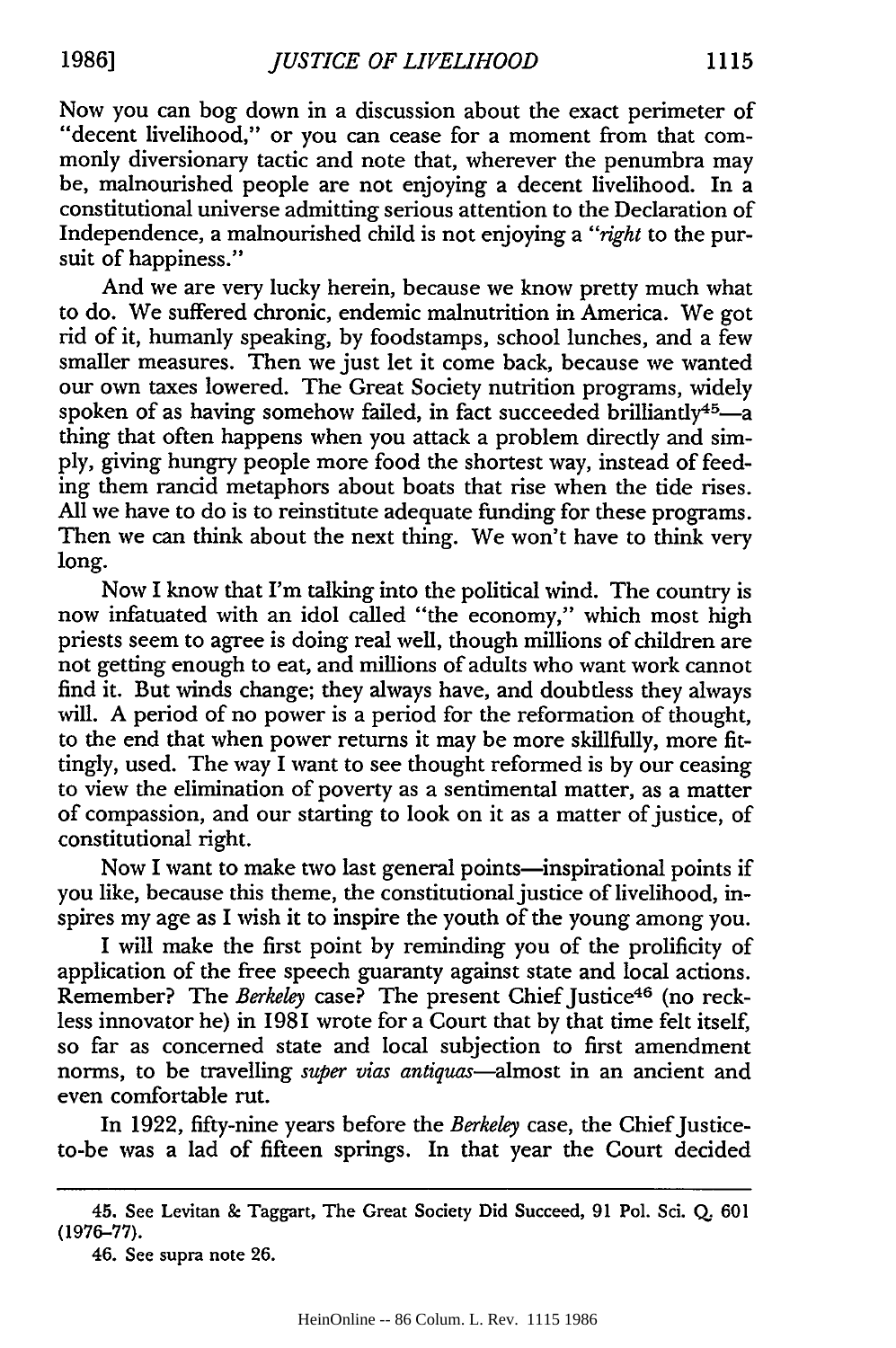Now you can bog down in a discussion about the exact perimeter of "decent livelihood," or you can cease for a moment from that commonly diversionary tactic and note that, wherever the penumbra may be, malnourished people are not enjoying a decent livelihood. In a constitutional universe admitting serious attention to the Declaration of Independence, a malnourished child is not enjoying a *"right* to the pursuit of happiness."

And we are very lucky herein, because we know pretty much what to do. We suffered chronic, endemic malnutrition in America. We got rid of it, humanly speaking, by foodstamps, school lunches, and a few smaller measures. Then we just let it come back, because we wanted our own taxes lowered. The Great Society nutrition programs, widely spoken of as having somehow failed, in fact succeeded brilliantly[45]—a thing that often happens when you attack a problem directly and simply, giving hungry people more food the shortest way, instead of feeding them rancid metaphors about boats that rise when the tide rises. All we have to do is to reinstitute adequate funding for these programs. Then we can think about the next thing. We won't have to think very long.

Now I know that I'm talking into the political wind. The country is now infatuated with an idol called "the economy," which most high priests seem to agree is doing real well, though millions of children are not getting enough to eat, and millions of adults who want work cannot find it. But winds change; they always have, and doubtless they always will. A period of no power is a period for the reformation of thought, to the end that when power returns it may be more skillfully, more fittingly, used. The way I want to see thought reformed is by our ceasing to view the elimination of poverty as a sentimental matter, as a matter of compassion, and our starting to look on it as a matter of justice, of constitutional right.

Now I want to make two last general points—inspirational points if you like, because this theme, the constitutional justice of livelihood, inspires my age as I wish it to inspire the youth of the young among you.

I will make the first point by reminding you of the prolificity of application of the free speech guaranty against state and local actions. Remember? The *Berkeley* case? The present Chief Justice[46] (no reckless innovator he) in 1981 wrote for a Court that by that time felt itself, so far as concerned state and local subjection to first amendment norms, to be travelling *super vias antiquas*—almost in an ancient and even comfortable rut.

In 1922, fifty-nine years before the *Berkeley* case, the Chief Justice-to-be was a lad of fifteen springs. In that year the Court decided

---

45. See Levitan & Taggart, The Great Society Did Succeed, 91 Pol. Sci. Q. 601 (1976–77).

46. See supra note 26.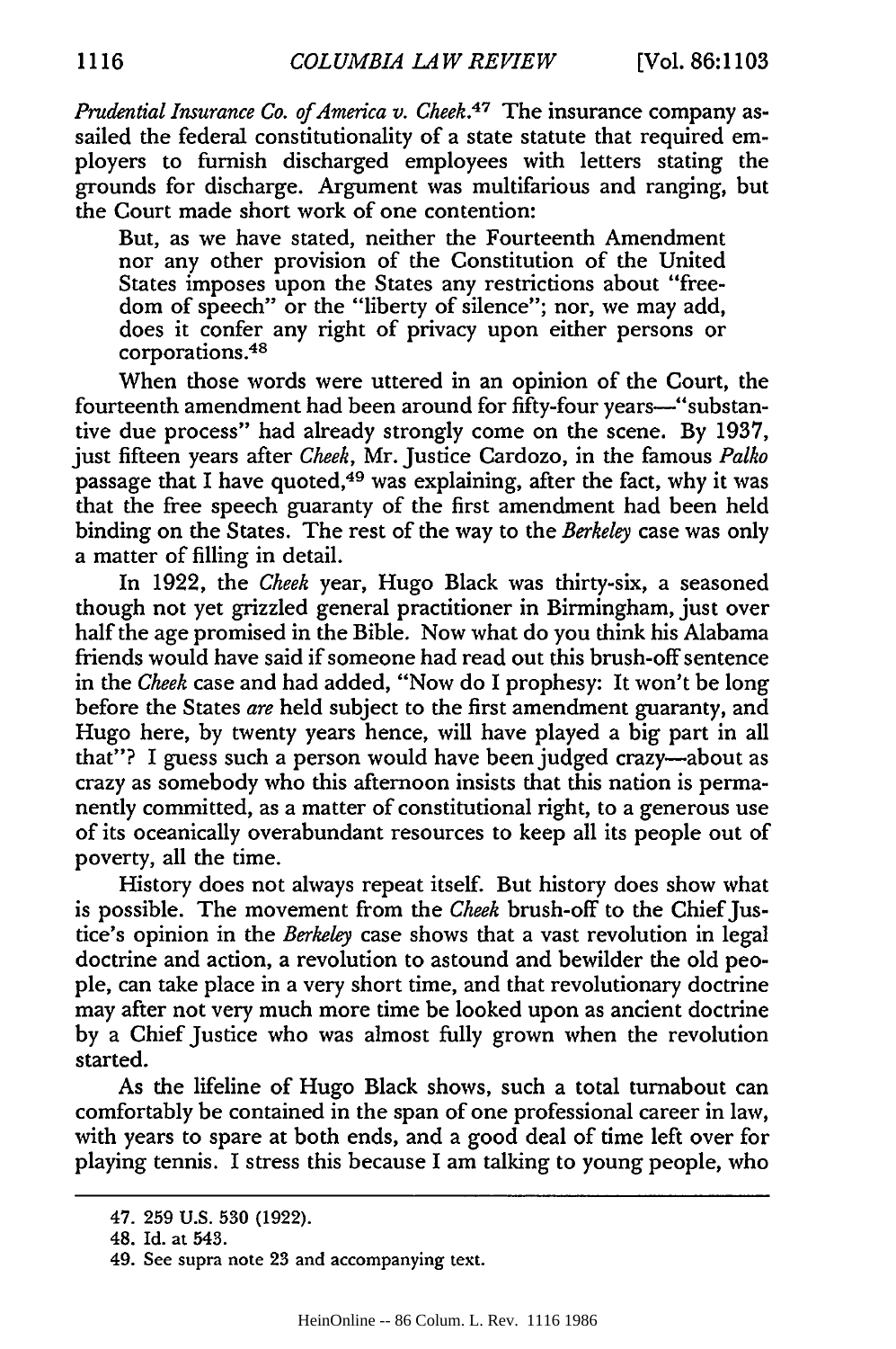*Prudential Insurance Co. of America v. Cheek*.[47] The insurance company assailed the federal constitutionality of a state statute that required employers to furnish discharged employees with letters stating the grounds for discharge. Argument was multifarious and ranging, but the Court made short work of one contention:

> But, as we have stated, neither the Fourteenth Amendment nor any other provision of the Constitution of the United States imposes upon the States any restrictions about "freedom of speech" or the "liberty of silence"; nor, we may add, does it confer any right of privacy upon either persons or corporations.[48]

When those words were uttered in an opinion of the Court, the fourteenth amendment had been around for fifty-four years—"substantive due process" had already strongly come on the scene. By 1937, just fifteen years after *Cheek*, Mr. Justice Cardozo, in the famous *Palko* passage that I have quoted,[49] was explaining, after the fact, why it was that the free speech guaranty of the first amendment had been held binding on the States. The rest of the way to the *Berkeley* case was only a matter of filling in detail.

In 1922, the *Cheek* year, Hugo Black was thirty-six, a seasoned though not yet grizzled general practitioner in Birmingham, just over half the age promised in the Bible. Now what do you think his Alabama friends would have said if someone had read out this brush-off sentence in the *Cheek* case and had added, "Now do I prophesy: It won't be long before the States *are* held subject to the first amendment guaranty, and Hugo here, by twenty years hence, will have played a big part in all that"? I guess such a person would have been judged crazy—about as crazy as somebody who this afternoon insists that this nation is permanently committed, as a matter of constitutional right, to a generous use of its oceanically overabundant resources to keep all its people out of poverty, all the time.

History does not always repeat itself. But history does show what is possible. The movement from the *Cheek* brush-off to the Chief Justice's opinion in the *Berkeley* case shows that a vast revolution in legal doctrine and action, a revolution to astound and bewilder the old people, can take place in a very short time, and that revolutionary doctrine may after not very much more time be looked upon as ancient doctrine by a Chief Justice who was almost fully grown when the revolution started.

As the lifeline of Hugo Black shows, such a total turnabout can comfortably be contained in the span of one professional career in law, with years to spare at both ends, and a good deal of time left over for playing tennis. I stress this because I am talking to young people, who

---

47. 259 U.S. 530 (1922).

48. Id. at 543.

49. See supra note 23 and accompanying text.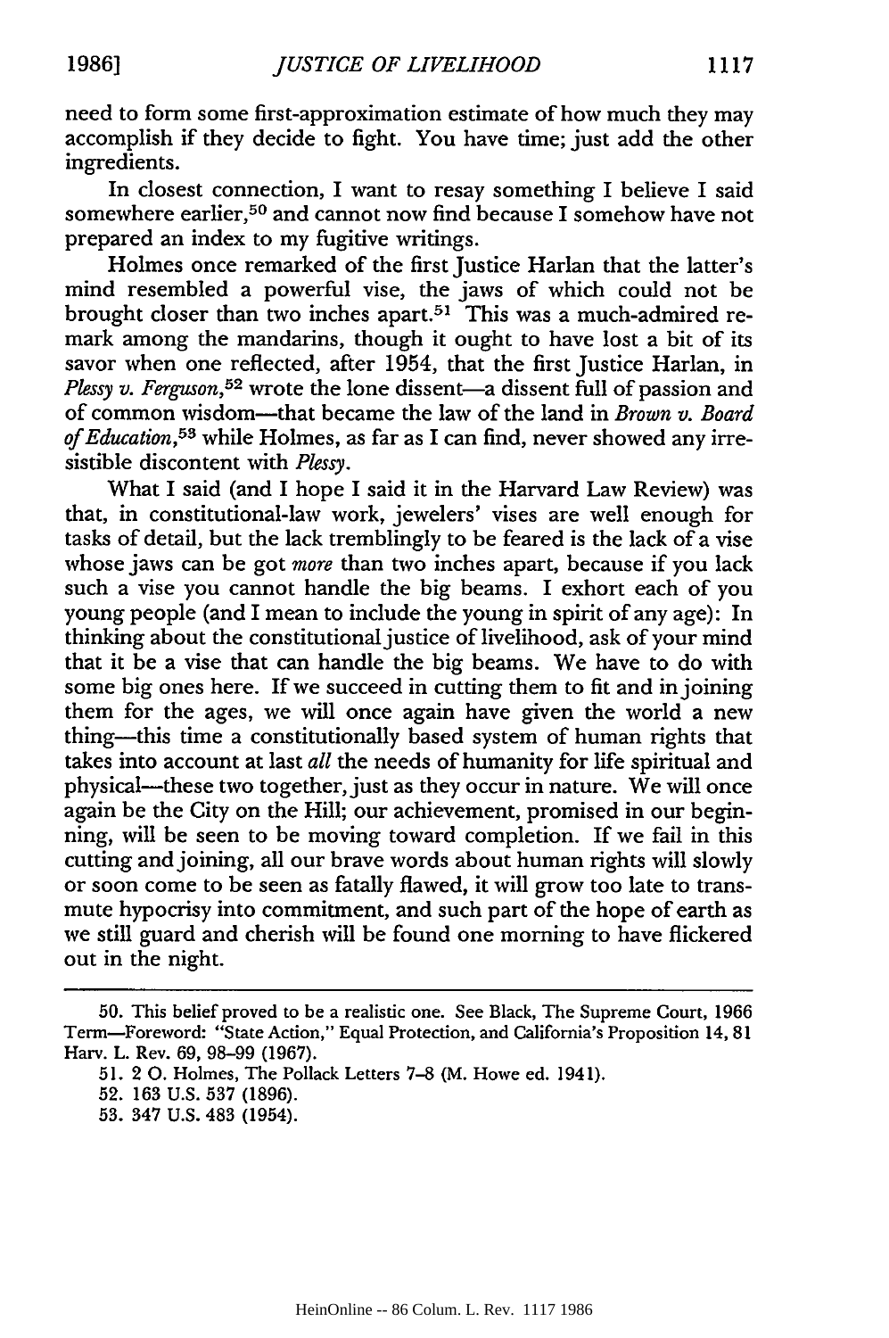need to form some first-approximation estimate of how much they may accomplish if they decide to fight. You have time; just add the other ingredients.

In closest connection, I want to resay something I believe I said somewhere earlier,[50] and cannot now find because I somehow have not prepared an index to my fugitive writings.

Holmes once remarked of the first Justice Harlan that the latter's mind resembled a powerful vise, the jaws of which could not be brought closer than two inches apart.[51] This was a much-admired remark among the mandarins, though it ought to have lost a bit of its savor when one reflected, after 1954, that the first Justice Harlan, in *Plessy v. Ferguson*,[52] wrote the lone dissent—a dissent full of passion and of common wisdom—that became the law of the land in *Brown v. Board of Education*,[53] while Holmes, as far as I can find, never showed any irresistible discontent with *Plessy*.

What I said (and I hope I said it in the Harvard Law Review) was that, in constitutional-law work, jewelers' vises are well enough for tasks of detail, but the lack tremblingly to be feared is the lack of a vise whose jaws can be got *more* than two inches apart, because if you lack such a vise you cannot handle the big beams. I exhort each of you young people (and I mean to include the young in spirit of any age): In thinking about the constitutional justice of livelihood, ask of your mind that it be a vise that can handle the big beams. We have to do with some big ones here. If we succeed in cutting them to fit and in joining them for the ages, we will once again have given the world a new thing—this time a constitutionally based system of human rights that takes into account at last *all* the needs of humanity for life spiritual and physical—these two together, just as they occur in nature. We will once again be the City on the Hill; our achievement, promised in our beginning, will be seen to be moving toward completion. If we fail in this cutting and joining, all our brave words about human rights will slowly or soon come to be seen as fatally flawed, it will grow too late to transmute hypocrisy into commitment, and such part of the hope of earth as we still guard and cherish will be found one morning to have flickered out in the night.

---

50. This belief proved to be a realistic one. See Black, The Supreme Court, 1966 Term—Foreword: "State Action," Equal Protection, and California's Proposition 14, 81 Harv. L. Rev. 69, 98–99 (1967).

51. 2 O. Holmes, The Pollack Letters 7–8 (M. Howe ed. 1941).

52. 163 U.S. 537 (1896).

53. 347 U.S. 483 (1954).